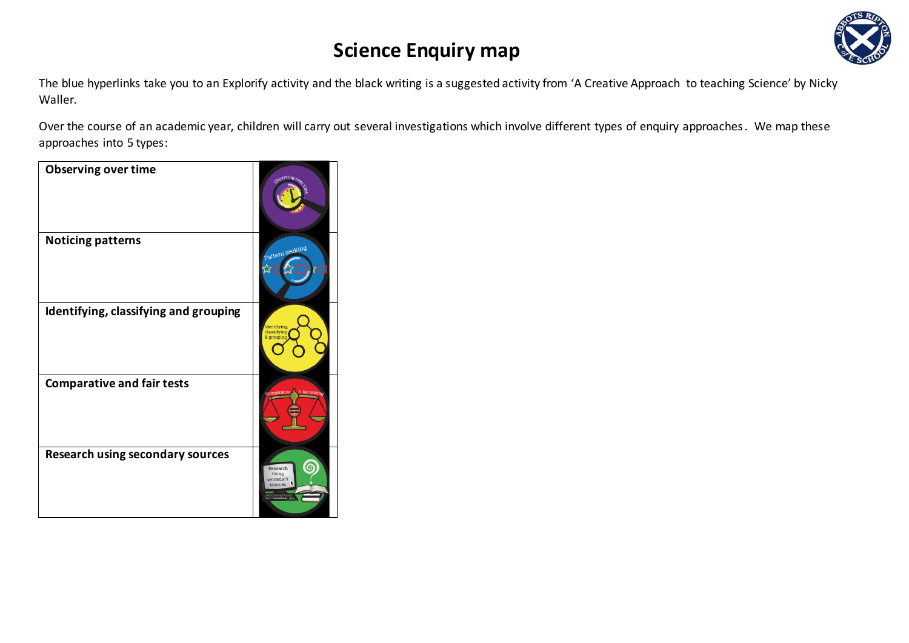# Science Enquiry map

The blue hyperlinks take you to an Explorify activity and the black writing is a suggested activity from 'A Creative Approach to teaching Science' by Nicky Waller.

Over the course of an academic year, children will carry out several investigations which involve different types of enquiry approaches. We map these approaches into 5 types:

| | |
|---|---|
| **Observing over time** | |
| **Noticing patterns** | |
| **Identifying, classifying and grouping** | |
| **Comparative and fair tests** | |
| **Research using secondary sources** | |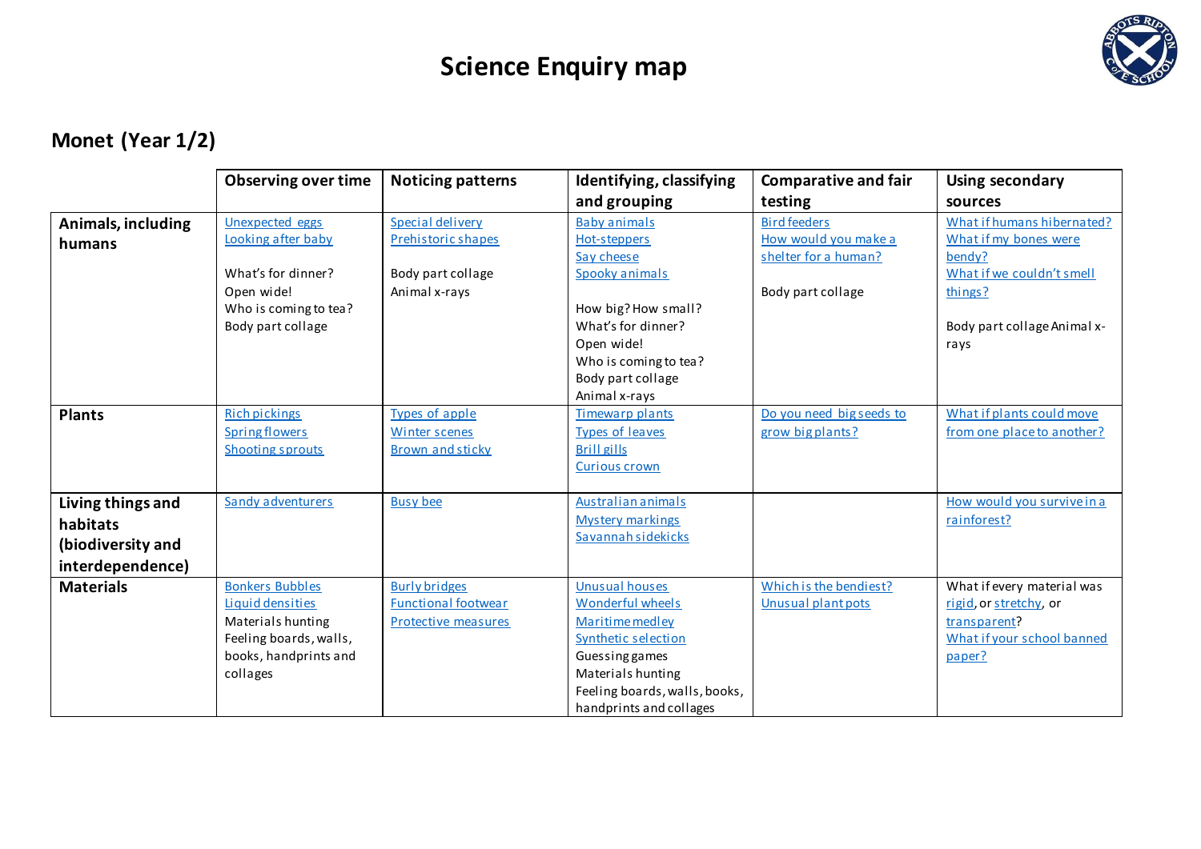# Science Enquiry map

## Monet (Year 1/2)

| | Observing over time | Noticing patterns | Identifying, classifying and grouping | Comparative and fair testing | Using secondary sources |
|---|---|---|---|---|---|
| **Animals, including humans** | Unexpected eggs<br>Looking after baby<br><br>What's for dinner?<br>Open wide!<br>Who is coming to tea?<br>Body part collage | Special delivery<br>Prehistoric shapes<br><br>Body part collage<br>Animal x-rays | Baby animals<br>Hot-steppers<br>Say cheese<br>Spooky animals<br><br>How big? How small?<br>What's for dinner?<br>Open wide!<br>Who is coming to tea?<br>Body part collage<br>Animal x-rays | Bird feeders<br>How would you make a shelter for a human?<br><br>Body part collage | What if humans hibernated?<br>What if my bones were bendy?<br>What if we couldn't smell things?<br><br>Body part collage Animal x-rays |
| **Plants** | Rich pickings<br>Spring flowers<br>Shooting sprouts | Types of apple<br>Winter scenes<br>Brown and sticky | Timewarp plants<br>Types of leaves<br>Brill gills<br>Curious crown | Do you need big seeds to grow big plants? | What if plants could move from one place to another? |
| **Living things and habitats (biodiversity and interdependence)** | Sandy adventurers | Busy bee | Australian animals<br>Mystery markings<br>Savannah sidekicks | | How would you survive in a rainforest? |
| **Materials** | Bonkers Bubbles<br>Liquid densities<br>Materials hunting<br>Feeling boards, walls, books, handprints and collages | Burly bridges<br>Functional footwear<br>Protective measures | Unusual houses<br>Wonderful wheels<br>Maritime medley<br>Synthetic selection<br>Guessing games<br>Materials hunting<br>Feeling boards, walls, books, handprints and collages | Which is the bendiest?<br>Unusual plant pots | What if every material was rigid, or stretchy, or transparent?<br>What if your school banned paper? |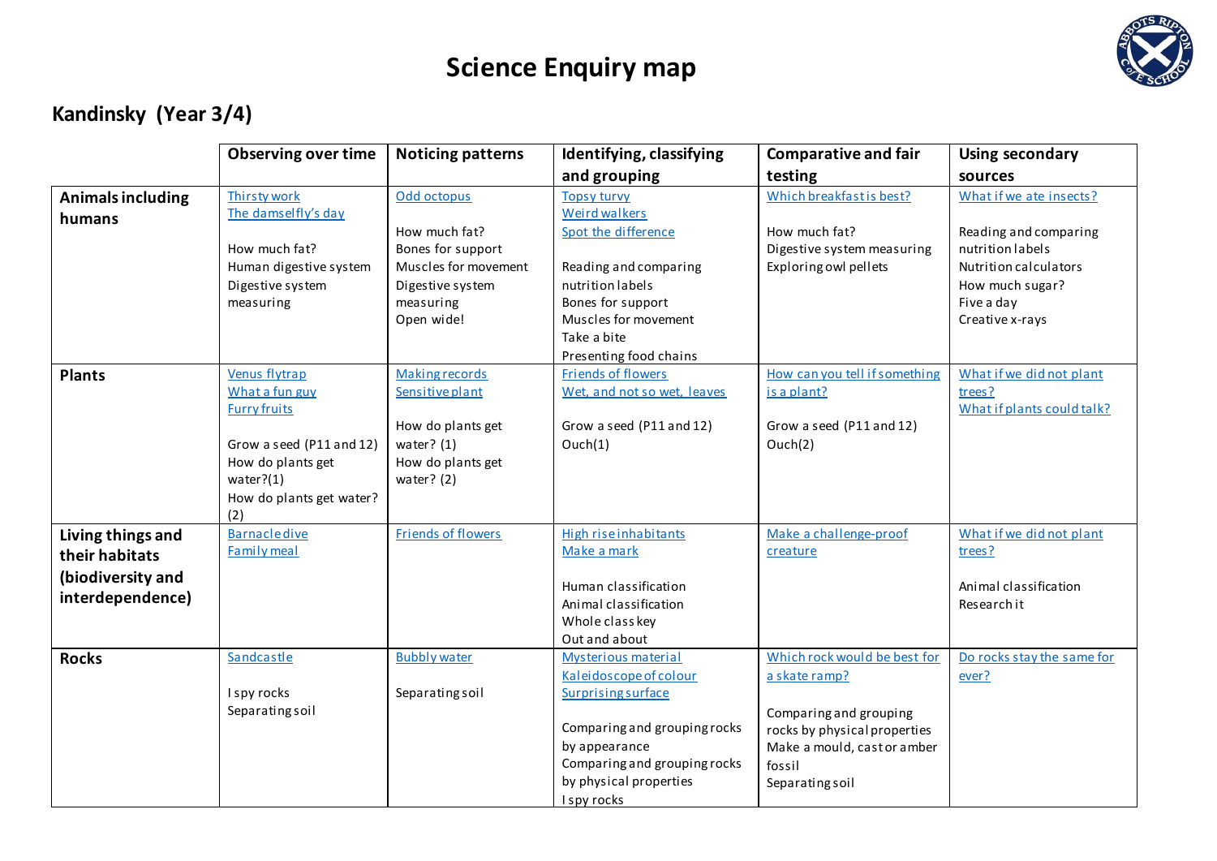# Science Enquiry map

## Kandinsky (Year 3/4)

| | Observing over time | Noticing patterns | Identifying, classifying and grouping | Comparative and fair testing | Using secondary sources |
|---|---|---|---|---|---|
| **Animals including humans** | Thirsty work<br>The damselfly's day<br><br>How much fat?<br>Human digestive system<br>Digestive system measuring | Odd octopus<br><br>How much fat?<br>Bones for support<br>Muscles for movement<br>Digestive system measuring<br>Open wide! | Topsy turvy<br>Weird walkers<br>Spot the difference<br><br>Reading and comparing nutrition labels<br>Bones for support<br>Muscles for movement<br>Take a bite<br>Presenting food chains | Which breakfast is best?<br><br>How much fat?<br>Digestive system measuring<br>Exploring owl pellets | What if we ate insects?<br><br>Reading and comparing nutrition labels<br>Nutrition calculators<br>How much sugar?<br>Five a day<br>Creative x-rays |
| **Plants** | Venus flytrap<br>What a fun guy<br>Furry fruits<br><br>Grow a seed (P11 and 12)<br>How do plants get water?(1)<br>How do plants get water? (2) | Making records<br>Sensitive plant<br><br>How do plants get water? (1)<br>How do plants get water? (2) | Friends of flowers<br>Wet, and not so wet, leaves<br><br>Grow a seed (P11 and 12)<br>Ouch(1) | How can you tell if something is a plant?<br><br>Grow a seed (P11 and 12)<br>Ouch(2) | What if we did not plant trees?<br>What if plants could talk? |
| **Living things and their habitats (biodiversity and interdependence)** | Barnacle dive<br>Family meal | Friends of flowers | High rise inhabitants<br>Make a mark<br><br>Human classification<br>Animal classification<br>Whole class key<br>Out and about | Make a challenge-proof creature | What if we did not plant trees?<br><br>Animal classification<br>Research it |
| **Rocks** | Sandcastle<br><br>I spy rocks<br>Separating soil | Bubbly water<br><br>Separating soil | Mysterious material<br>Kaleidoscope of colour<br>Surprising surface<br><br>Comparing and grouping rocks by appearance<br>Comparing and grouping rocks by physical properties<br>I spy rocks | Which rock would be best for a skate ramp?<br><br>Comparing and grouping rocks by physical properties<br>Make a mould, cast or amber fossil<br>Separating soil | Do rocks stay the same for ever? |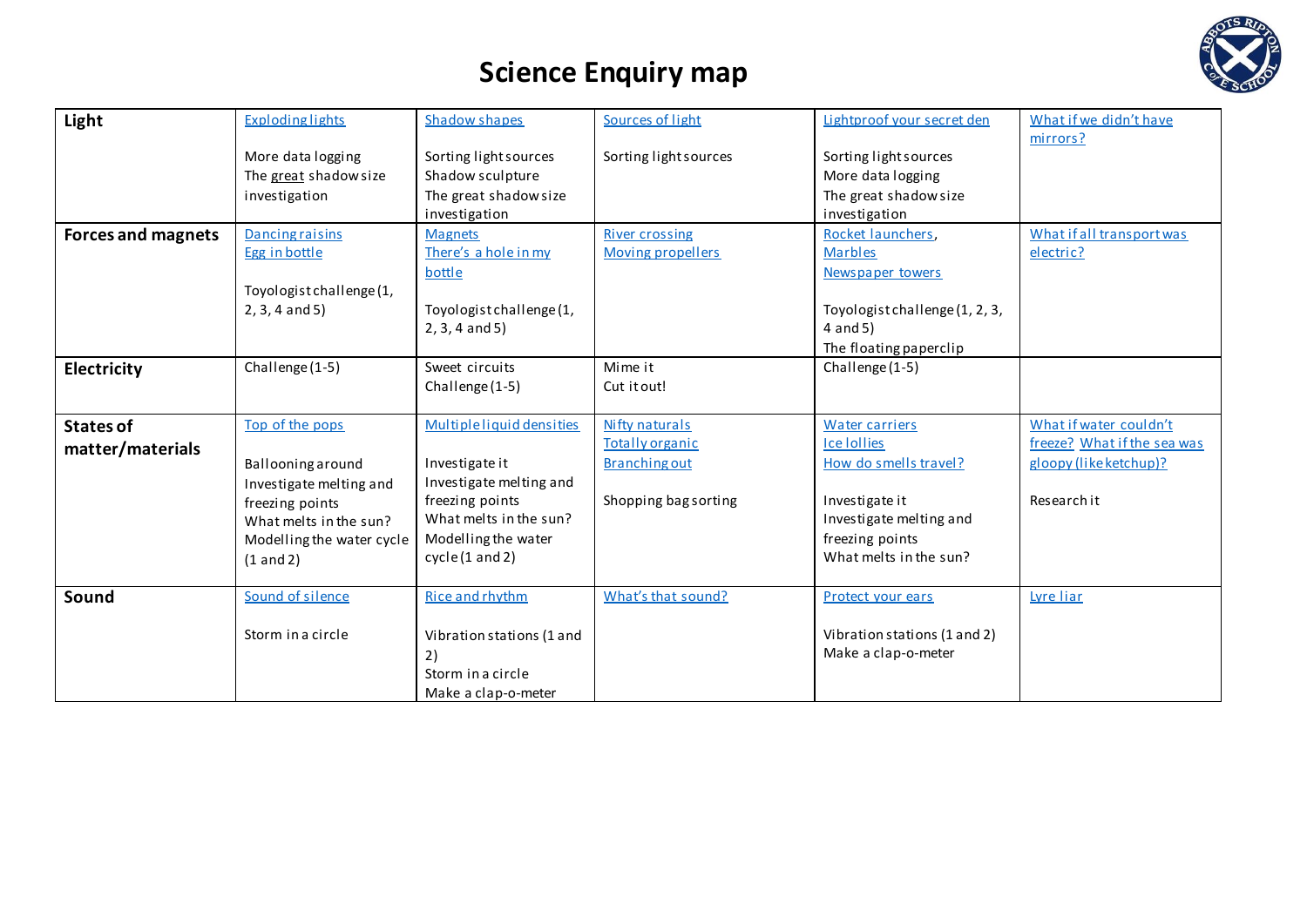# Science Enquiry map

| | | | | | |
|---|---|---|---|---|---|
| **Light** | Exploding lights<br><br>More data logging<br>The great shadow size investigation | Shadow shapes<br><br>Sorting light sources<br>Shadow sculpture<br>The great shadow size investigation | Sources of light<br><br>Sorting light sources | Lightproof your secret den<br><br>Sorting light sources<br>More data logging<br>The great shadow size investigation | What if we didn't have mirrors? |
| **Forces and magnets** | Dancing raisins<br>Egg in bottle<br><br>Toyologist challenge (1, 2, 3, 4 and 5) | Magnets<br>There's a hole in my bottle<br><br>Toyologist challenge (1, 2, 3, 4 and 5) | River crossing<br>Moving propellers | Rocket launchers, Marbles<br>Newspaper towers<br><br>Toyologist challenge (1, 2, 3, 4 and 5)<br>The floating paperclip | What if all transport was electric? |
| **Electricity** | Challenge (1-5) | Sweet circuits<br>Challenge (1-5) | Mime it<br>Cut it out! | Challenge (1-5) | |
| **States of matter/materials** | Top of the pops<br><br>Ballooning around<br>Investigate melting and freezing points<br>What melts in the sun?<br>Modelling the water cycle (1 and 2) | Multiple liquid densities<br><br>Investigate it<br>Investigate melting and freezing points<br>What melts in the sun?<br>Modelling the water cycle (1 and 2) | Nifty naturals<br>Totally organic<br>Branching out<br><br>Shopping bag sorting | Water carriers<br>Ice lollies<br>How do smells travel?<br><br>Investigate it<br>Investigate melting and freezing points<br>What melts in the sun? | What if water couldn't freeze? What if the sea was gloopy (like ketchup)?<br><br>Research it |
| **Sound** | Sound of silence<br><br>Storm in a circle | Rice and rhythm<br><br>Vibration stations (1 and 2)<br>Storm in a circle<br>Make a clap-o-meter | What's that sound? | Protect your ears<br><br>Vibration stations (1 and 2)<br>Make a clap-o-meter | Lyre liar |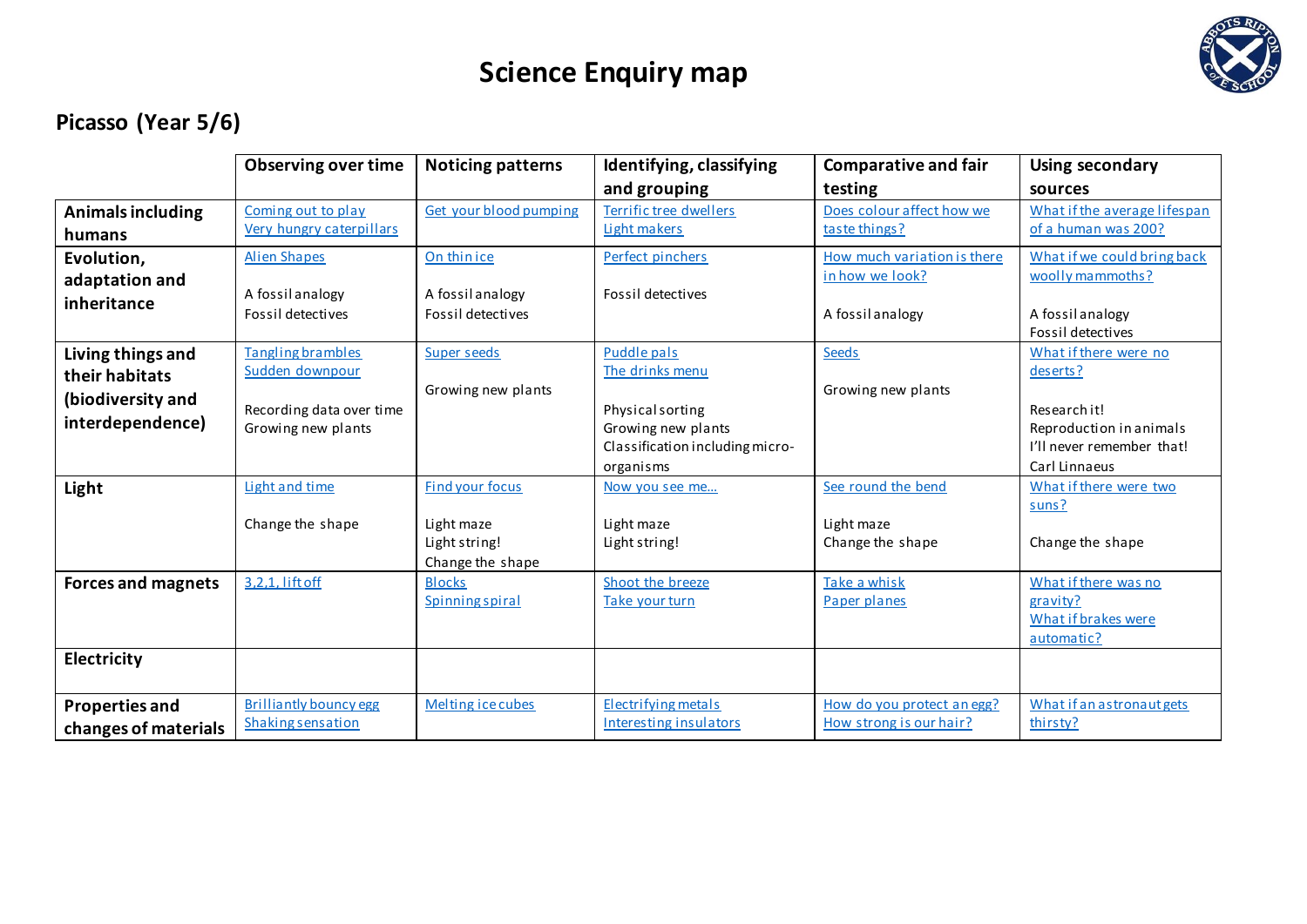# Science Enquiry map

## Picasso (Year 5/6)

| | Observing over time | Noticing patterns | Identifying, classifying and grouping | Comparative and fair testing | Using secondary sources |
|---|---|---|---|---|---|
| **Animals including humans** | Coming out to play<br>Very hungry caterpillars | Get your blood pumping | Terrific tree dwellers<br>Light makers | Does colour affect how we taste things? | What if the average lifespan of a human was 200? |
| **Evolution, adaptation and inheritance** | Alien Shapes<br><br>A fossil analogy<br>Fossil detectives | On thin ice<br><br>A fossil analogy<br>Fossil detectives | Perfect pinchers<br><br>Fossil detectives | How much variation is there in how we look?<br><br>A fossil analogy | What if we could bring back woolly mammoths?<br><br>A fossil analogy<br>Fossil detectives |
| **Living things and their habitats (biodiversity and interdependence)** | Tangling brambles<br>Sudden downpour<br><br>Recording data over time<br>Growing new plants | Super seeds<br><br>Growing new plants | Puddle pals<br>The drinks menu<br><br>Physical sorting<br>Growing new plants<br>Classification including micro-organisms | Seeds<br><br>Growing new plants | What if there were no deserts?<br><br>Research it!<br>Reproduction in animals<br>I'll never remember that!<br>Carl Linnaeus |
| **Light** | Light and time<br><br>Change the shape | Find your focus<br><br>Light maze<br>Light string!<br>Change the shape | Now you see me…<br><br>Light maze<br>Light string! | See round the bend<br><br>Light maze<br>Change the shape | What if there were two suns?<br><br>Change the shape |
| **Forces and magnets** | 3,2,1, lift off | Blocks<br>Spinning spiral | Shoot the breeze<br>Take your turn | Take a whisk<br>Paper planes | What if there was no gravity?<br>What if brakes were automatic? |
| **Electricity** | | | | | |
| **Properties and changes of materials** | Brilliantly bouncy egg<br>Shaking sensation | Melting ice cubes | Electrifying metals<br>Interesting insulators | How do you protect an egg?<br>How strong is our hair? | What if an astronaut gets thirsty? |